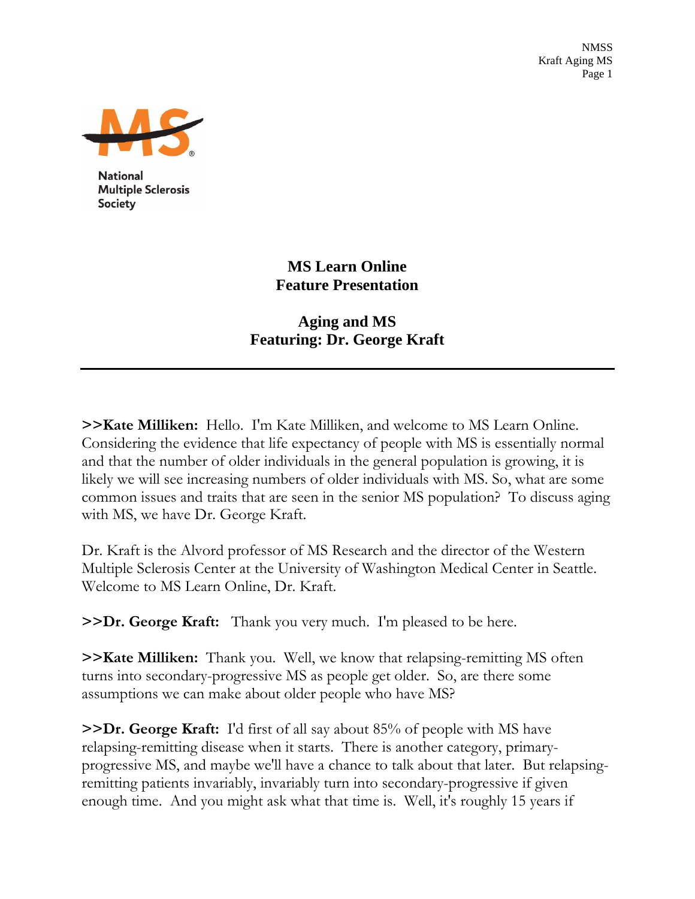National Multiple Sclerosis Society

# MS Learn Online
# Feature Presentation

## Aging and MS
## Featuring: Dr. George Kraft

---

**>>Kate Milliken:** Hello. I'm Kate Milliken, and welcome to MS Learn Online. Considering the evidence that life expectancy of people with MS is essentially normal and that the number of older individuals in the general population is growing, it is likely we will see increasing numbers of older individuals with MS. So, what are some common issues and traits that are seen in the senior MS population? To discuss aging with MS, we have Dr. George Kraft.

Dr. Kraft is the Alvord professor of MS Research and the director of the Western Multiple Sclerosis Center at the University of Washington Medical Center in Seattle. Welcome to MS Learn Online, Dr. Kraft.

**>>Dr. George Kraft:** Thank you very much. I'm pleased to be here.

**>>Kate Milliken:** Thank you. Well, we know that relapsing-remitting MS often turns into secondary-progressive MS as people get older. So, are there some assumptions we can make about older people who have MS?

**>>Dr. George Kraft:** I'd first of all say about 85% of people with MS have relapsing-remitting disease when it starts. There is another category, primary-progressive MS, and maybe we'll have a chance to talk about that later. But relapsing-remitting patients invariably, invariably turn into secondary-progressive if given enough time. And you might ask what that time is. Well, it's roughly 15 years if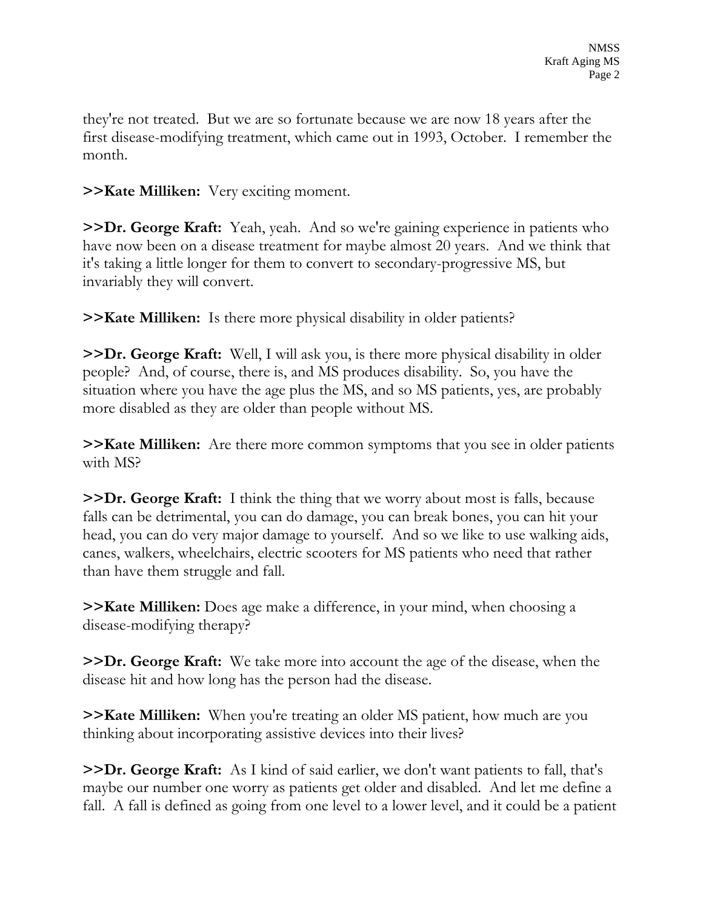they're not treated. But we are so fortunate because we are now 18 years after the first disease-modifying treatment, which came out in 1993, October. I remember the month.

**>>Kate Milliken:** Very exciting moment.

**>>Dr. George Kraft:** Yeah, yeah. And so we're gaining experience in patients who have now been on a disease treatment for maybe almost 20 years. And we think that it's taking a little longer for them to convert to secondary-progressive MS, but invariably they will convert.

**>>Kate Milliken:** Is there more physical disability in older patients?

**>>Dr. George Kraft:** Well, I will ask you, is there more physical disability in older people? And, of course, there is, and MS produces disability. So, you have the situation where you have the age plus the MS, and so MS patients, yes, are probably more disabled as they are older than people without MS.

**>>Kate Milliken:** Are there more common symptoms that you see in older patients with MS?

**>>Dr. George Kraft:** I think the thing that we worry about most is falls, because falls can be detrimental, you can do damage, you can break bones, you can hit your head, you can do very major damage to yourself. And so we like to use walking aids, canes, walkers, wheelchairs, electric scooters for MS patients who need that rather than have them struggle and fall.

**>>Kate Milliken:** Does age make a difference, in your mind, when choosing a disease-modifying therapy?

**>>Dr. George Kraft:** We take more into account the age of the disease, when the disease hit and how long has the person had the disease.

**>>Kate Milliken:** When you're treating an older MS patient, how much are you thinking about incorporating assistive devices into their lives?

**>>Dr. George Kraft:** As I kind of said earlier, we don't want patients to fall, that's maybe our number one worry as patients get older and disabled. And let me define a fall. A fall is defined as going from one level to a lower level, and it could be a patient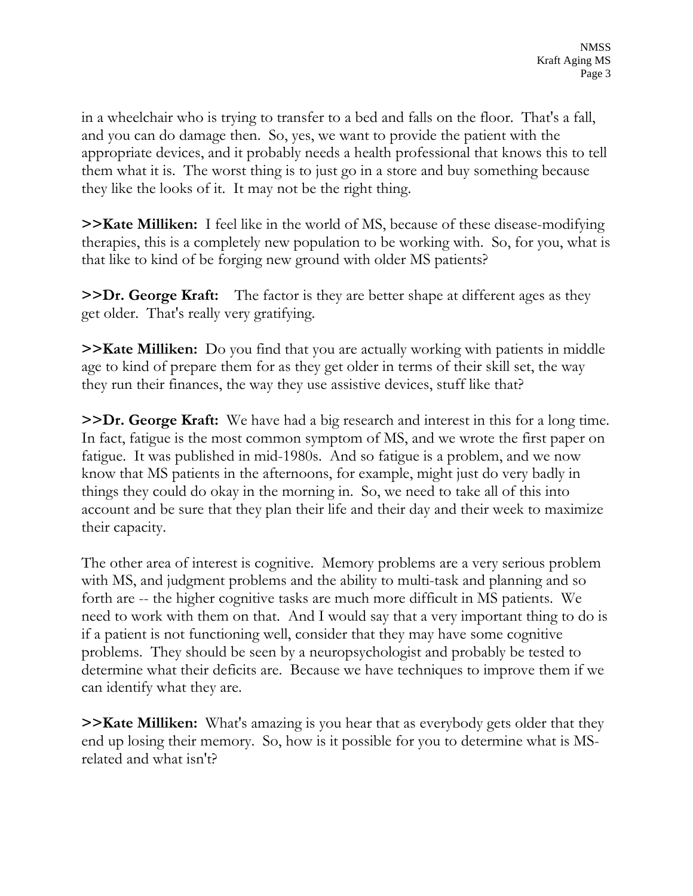in a wheelchair who is trying to transfer to a bed and falls on the floor. That's a fall, and you can do damage then. So, yes, we want to provide the patient with the appropriate devices, and it probably needs a health professional that knows this to tell them what it is. The worst thing is to just go in a store and buy something because they like the looks of it. It may not be the right thing.

**>>Kate Milliken:** I feel like in the world of MS, because of these disease-modifying therapies, this is a completely new population to be working with. So, for you, what is that like to kind of be forging new ground with older MS patients?

**>>Dr. George Kraft:** The factor is they are better shape at different ages as they get older. That's really very gratifying.

**>>Kate Milliken:** Do you find that you are actually working with patients in middle age to kind of prepare them for as they get older in terms of their skill set, the way they run their finances, the way they use assistive devices, stuff like that?

**>>Dr. George Kraft:** We have had a big research and interest in this for a long time. In fact, fatigue is the most common symptom of MS, and we wrote the first paper on fatigue. It was published in mid-1980s. And so fatigue is a problem, and we now know that MS patients in the afternoons, for example, might just do very badly in things they could do okay in the morning in. So, we need to take all of this into account and be sure that they plan their life and their day and their week to maximize their capacity.

The other area of interest is cognitive. Memory problems are a very serious problem with MS, and judgment problems and the ability to multi-task and planning and so forth are -- the higher cognitive tasks are much more difficult in MS patients. We need to work with them on that. And I would say that a very important thing to do is if a patient is not functioning well, consider that they may have some cognitive problems. They should be seen by a neuropsychologist and probably be tested to determine what their deficits are. Because we have techniques to improve them if we can identify what they are.

**>>Kate Milliken:** What's amazing is you hear that as everybody gets older that they end up losing their memory. So, how is it possible for you to determine what is MS-related and what isn't?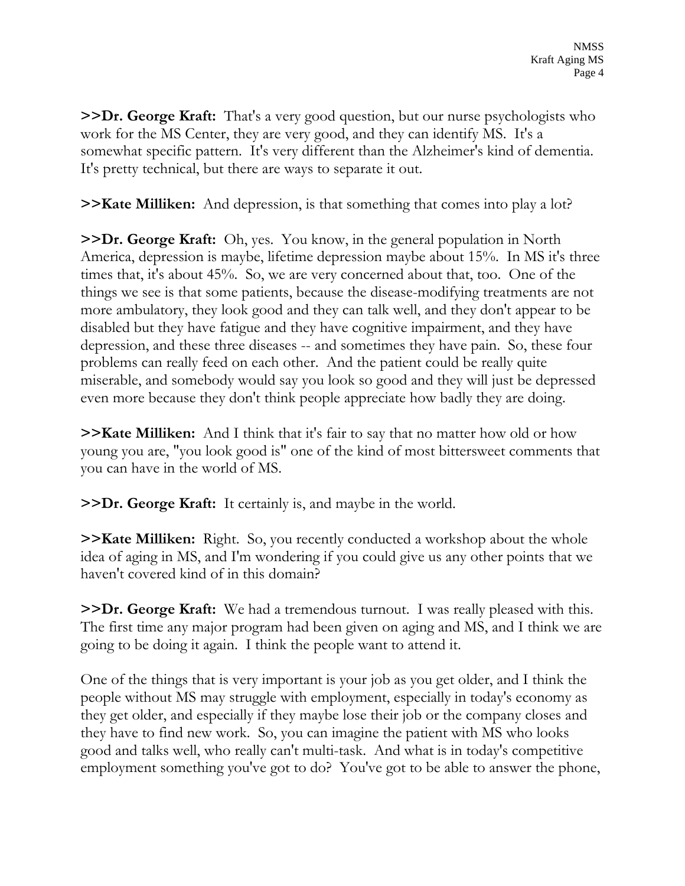**>>Dr. George Kraft:** That's a very good question, but our nurse psychologists who work for the MS Center, they are very good, and they can identify MS. It's a somewhat specific pattern. It's very different than the Alzheimer's kind of dementia. It's pretty technical, but there are ways to separate it out.

**>>Kate Milliken:** And depression, is that something that comes into play a lot?

**>>Dr. George Kraft:** Oh, yes. You know, in the general population in North America, depression is maybe, lifetime depression maybe about 15%. In MS it's three times that, it's about 45%. So, we are very concerned about that, too. One of the things we see is that some patients, because the disease-modifying treatments are not more ambulatory, they look good and they can talk well, and they don't appear to be disabled but they have fatigue and they have cognitive impairment, and they have depression, and these three diseases -- and sometimes they have pain. So, these four problems can really feed on each other. And the patient could be really quite miserable, and somebody would say you look so good and they will just be depressed even more because they don't think people appreciate how badly they are doing.

**>>Kate Milliken:** And I think that it's fair to say that no matter how old or how young you are, "you look good is" one of the kind of most bittersweet comments that you can have in the world of MS.

**>>Dr. George Kraft:** It certainly is, and maybe in the world.

**>>Kate Milliken:** Right. So, you recently conducted a workshop about the whole idea of aging in MS, and I'm wondering if you could give us any other points that we haven't covered kind of in this domain?

**>>Dr. George Kraft:** We had a tremendous turnout. I was really pleased with this. The first time any major program had been given on aging and MS, and I think we are going to be doing it again. I think the people want to attend it.

One of the things that is very important is your job as you get older, and I think the people without MS may struggle with employment, especially in today's economy as they get older, and especially if they maybe lose their job or the company closes and they have to find new work. So, you can imagine the patient with MS who looks good and talks well, who really can't multi-task. And what is in today's competitive employment something you've got to do? You've got to be able to answer the phone,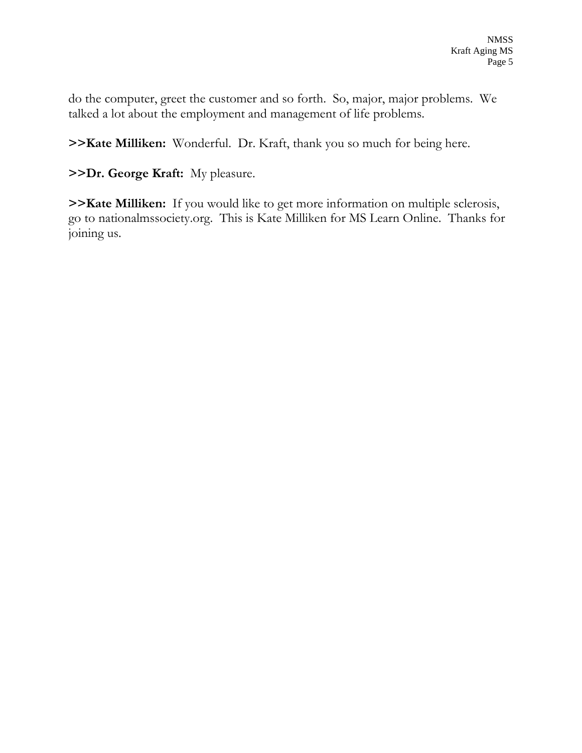do the computer, greet the customer and so forth. So, major, major problems. We talked a lot about the employment and management of life problems.

**>>Kate Milliken:** Wonderful. Dr. Kraft, thank you so much for being here.

**>>Dr. George Kraft:** My pleasure.

**>>Kate Milliken:** If you would like to get more information on multiple sclerosis, go to nationalmssociety.org. This is Kate Milliken for MS Learn Online. Thanks for joining us.